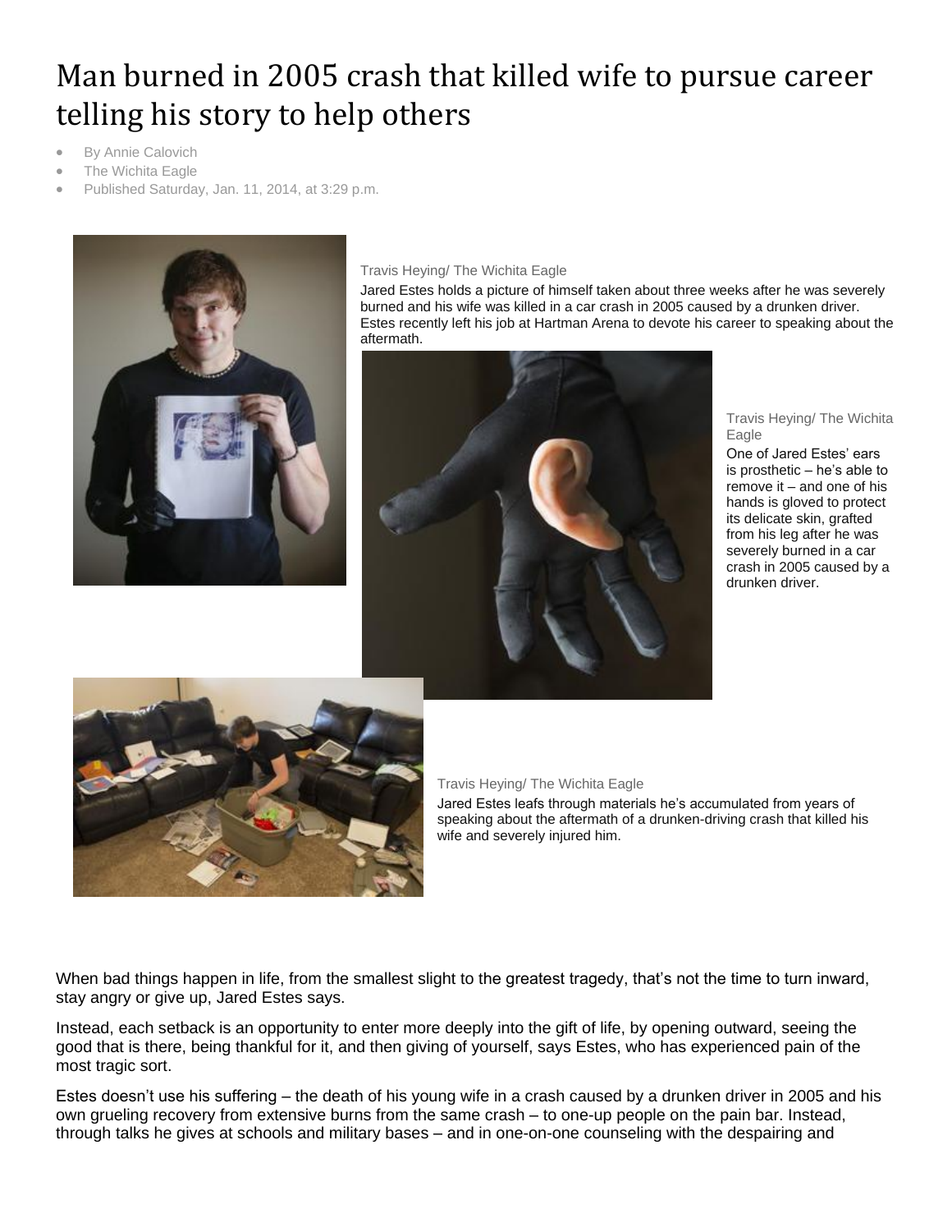# Man burned in 2005 crash that killed wife to pursue career telling his story to help others

- By Annie Calovich
- The Wichita Eagle
- Published Saturday, Jan. 11, 2014, at 3:29 p.m.

Travis Heying/ The Wichita Eagle

Jared Estes holds a picture of himself taken about three weeks after he was severely burned and his wife was killed in a car crash in 2005 caused by a drunken driver. Estes recently left his job at Hartman Arena to devote his career to speaking about the aftermath.

Travis Heying/ The Wichita Eagle

One of Jared Estes' ears is prosthetic – he's able to remove it – and one of his hands is gloved to protect its delicate skin, grafted from his leg after he was severely burned in a car crash in 2005 caused by a drunken driver.

Travis Heying/ The Wichita Eagle

Jared Estes leafs through materials he's accumulated from years of speaking about the aftermath of a drunken-driving crash that killed his wife and severely injured him.

When bad things happen in life, from the smallest slight to the greatest tragedy, that's not the time to turn inward, stay angry or give up, Jared Estes says.

Instead, each setback is an opportunity to enter more deeply into the gift of life, by opening outward, seeing the good that is there, being thankful for it, and then giving of yourself, says Estes, who has experienced pain of the most tragic sort.

Estes doesn't use his suffering – the death of his young wife in a crash caused by a drunken driver in 2005 and his own grueling recovery from extensive burns from the same crash – to one-up people on the pain bar. Instead, through talks he gives at schools and military bases – and in one-on-one counseling with the despairing and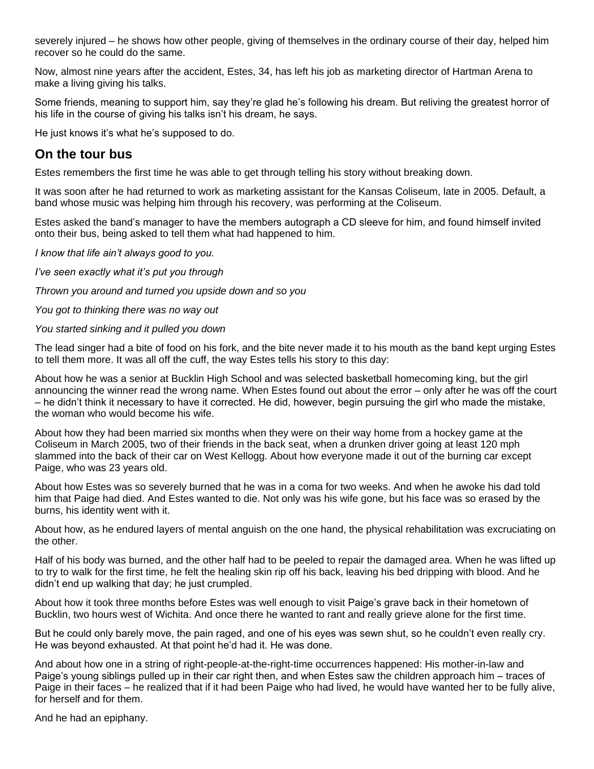severely injured – he shows how other people, giving of themselves in the ordinary course of their day, helped him recover so he could do the same.

Now, almost nine years after the accident, Estes, 34, has left his job as marketing director of Hartman Arena to make a living giving his talks.

Some friends, meaning to support him, say they're glad he's following his dream. But reliving the greatest horror of his life in the course of giving his talks isn't his dream, he says.

He just knows it's what he's supposed to do.

## On the tour bus

Estes remembers the first time he was able to get through telling his story without breaking down.

It was soon after he had returned to work as marketing assistant for the Kansas Coliseum, late in 2005. Default, a band whose music was helping him through his recovery, was performing at the Coliseum.

Estes asked the band's manager to have the members autograph a CD sleeve for him, and found himself invited onto their bus, being asked to tell them what had happened to him.

*I know that life ain't always good to you.*

*I've seen exactly what it's put you through*

*Thrown you around and turned you upside down and so you*

*You got to thinking there was no way out*

*You started sinking and it pulled you down*

The lead singer had a bite of food on his fork, and the bite never made it to his mouth as the band kept urging Estes to tell them more. It was all off the cuff, the way Estes tells his story to this day:

About how he was a senior at Bucklin High School and was selected basketball homecoming king, but the girl announcing the winner read the wrong name. When Estes found out about the error – only after he was off the court – he didn't think it necessary to have it corrected. He did, however, begin pursuing the girl who made the mistake, the woman who would become his wife.

About how they had been married six months when they were on their way home from a hockey game at the Coliseum in March 2005, two of their friends in the back seat, when a drunken driver going at least 120 mph slammed into the back of their car on West Kellogg. About how everyone made it out of the burning car except Paige, who was 23 years old.

About how Estes was so severely burned that he was in a coma for two weeks. And when he awoke his dad told him that Paige had died. And Estes wanted to die. Not only was his wife gone, but his face was so erased by the burns, his identity went with it.

About how, as he endured layers of mental anguish on the one hand, the physical rehabilitation was excruciating on the other.

Half of his body was burned, and the other half had to be peeled to repair the damaged area. When he was lifted up to try to walk for the first time, he felt the healing skin rip off his back, leaving his bed dripping with blood. And he didn't end up walking that day; he just crumpled.

About how it took three months before Estes was well enough to visit Paige's grave back in their hometown of Bucklin, two hours west of Wichita. And once there he wanted to rant and really grieve alone for the first time.

But he could only barely move, the pain raged, and one of his eyes was sewn shut, so he couldn't even really cry. He was beyond exhausted. At that point he'd had it. He was done.

And about how one in a string of right-people-at-the-right-time occurrences happened: His mother-in-law and Paige's young siblings pulled up in their car right then, and when Estes saw the children approach him – traces of Paige in their faces – he realized that if it had been Paige who had lived, he would have wanted her to be fully alive, for herself and for them.

And he had an epiphany.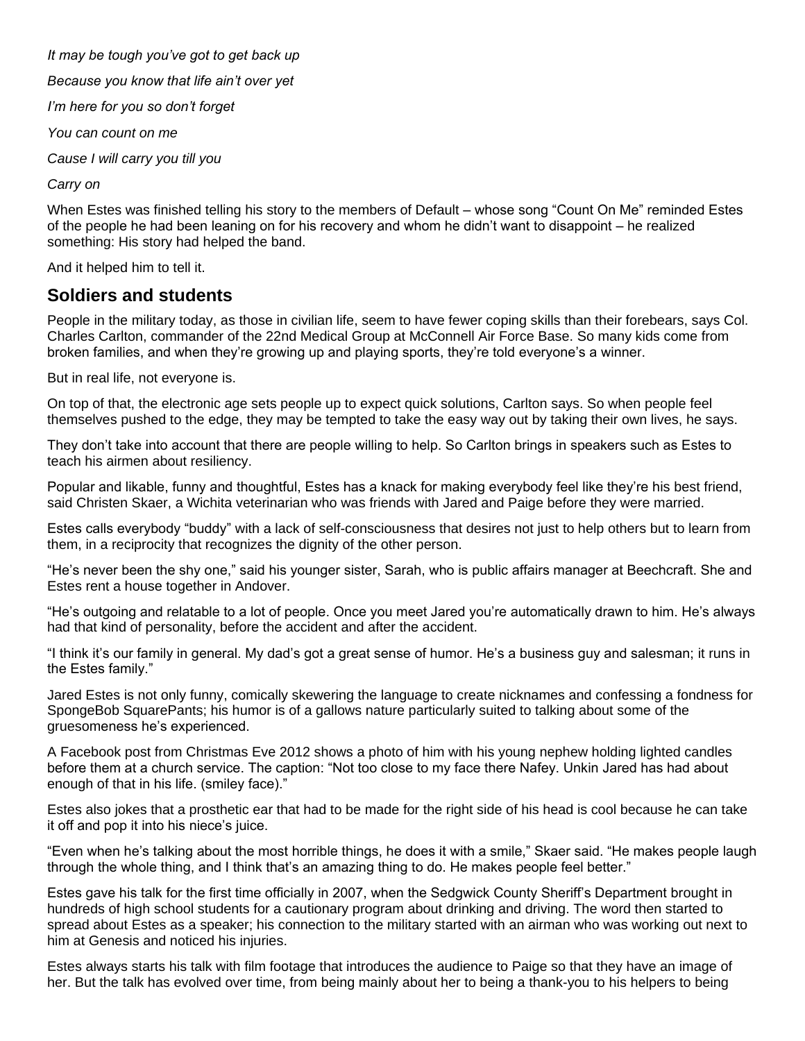*It may be tough you've got to get back up*

*Because you know that life ain't over yet*

*I'm here for you so don't forget*

*You can count on me*

*Cause I will carry you till you*

*Carry on*

When Estes was finished telling his story to the members of Default – whose song "Count On Me" reminded Estes of the people he had been leaning on for his recovery and whom he didn't want to disappoint – he realized something: His story had helped the band.

And it helped him to tell it.

## Soldiers and students

People in the military today, as those in civilian life, seem to have fewer coping skills than their forebears, says Col. Charles Carlton, commander of the 22nd Medical Group at McConnell Air Force Base. So many kids come from broken families, and when they're growing up and playing sports, they're told everyone's a winner.

But in real life, not everyone is.

On top of that, the electronic age sets people up to expect quick solutions, Carlton says. So when people feel themselves pushed to the edge, they may be tempted to take the easy way out by taking their own lives, he says.

They don't take into account that there are people willing to help. So Carlton brings in speakers such as Estes to teach his airmen about resiliency.

Popular and likable, funny and thoughtful, Estes has a knack for making everybody feel like they're his best friend, said Christen Skaer, a Wichita veterinarian who was friends with Jared and Paige before they were married.

Estes calls everybody "buddy" with a lack of self-consciousness that desires not just to help others but to learn from them, in a reciprocity that recognizes the dignity of the other person.

"He's never been the shy one," said his younger sister, Sarah, who is public affairs manager at Beechcraft. She and Estes rent a house together in Andover.

"He's outgoing and relatable to a lot of people. Once you meet Jared you're automatically drawn to him. He's always had that kind of personality, before the accident and after the accident.

"I think it's our family in general. My dad's got a great sense of humor. He's a business guy and salesman; it runs in the Estes family."

Jared Estes is not only funny, comically skewering the language to create nicknames and confessing a fondness for SpongeBob SquarePants; his humor is of a gallows nature particularly suited to talking about some of the gruesomeness he's experienced.

A Facebook post from Christmas Eve 2012 shows a photo of him with his young nephew holding lighted candles before them at a church service. The caption: "Not too close to my face there Nafey. Unkin Jared has had about enough of that in his life. (smiley face)."

Estes also jokes that a prosthetic ear that had to be made for the right side of his head is cool because he can take it off and pop it into his niece's juice.

"Even when he's talking about the most horrible things, he does it with a smile," Skaer said. "He makes people laugh through the whole thing, and I think that's an amazing thing to do. He makes people feel better."

Estes gave his talk for the first time officially in 2007, when the Sedgwick County Sheriff's Department brought in hundreds of high school students for a cautionary program about drinking and driving. The word then started to spread about Estes as a speaker; his connection to the military started with an airman who was working out next to him at Genesis and noticed his injuries.

Estes always starts his talk with film footage that introduces the audience to Paige so that they have an image of her. But the talk has evolved over time, from being mainly about her to being a thank-you to his helpers to being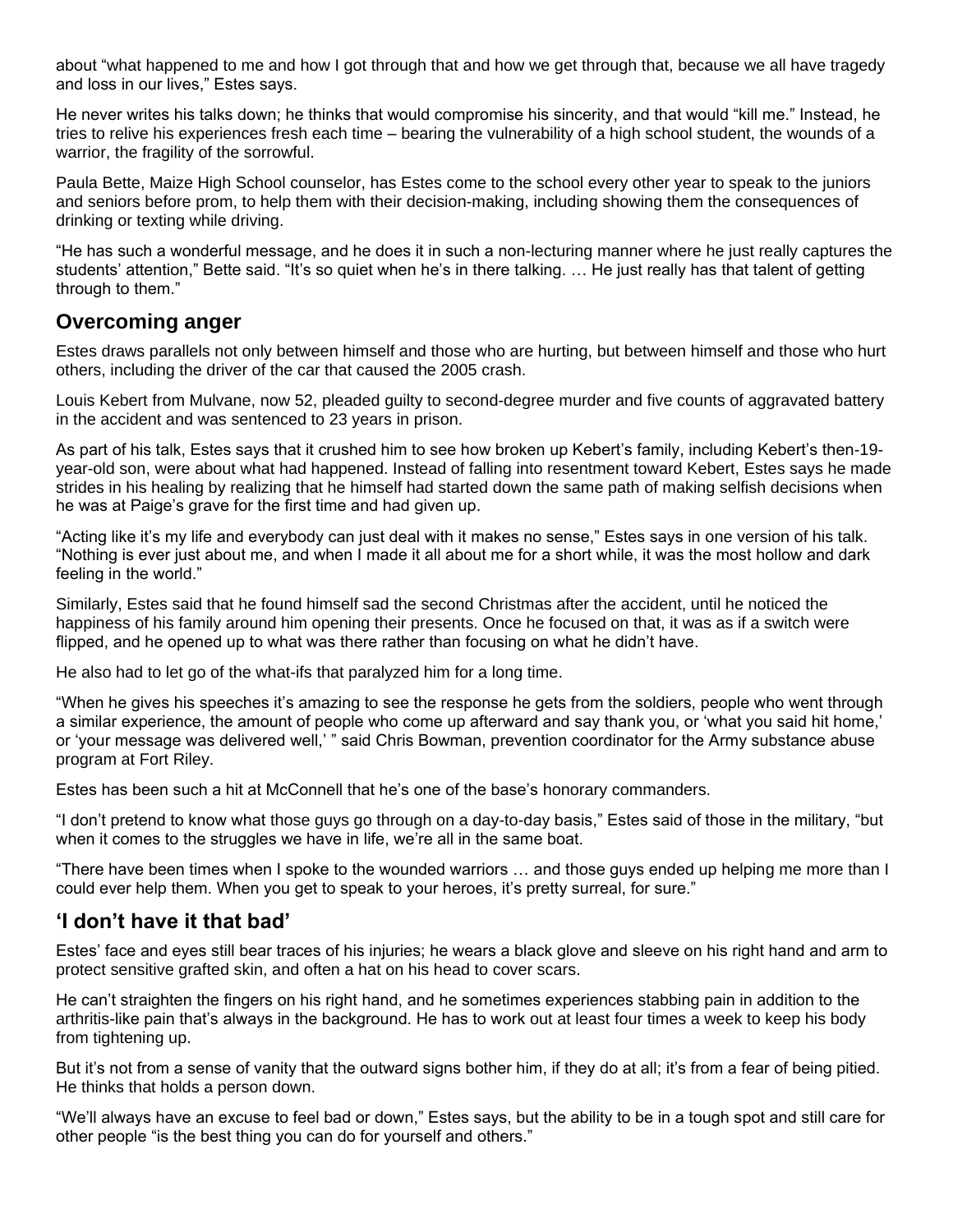about "what happened to me and how I got through that and how we get through that, because we all have tragedy and loss in our lives," Estes says.

He never writes his talks down; he thinks that would compromise his sincerity, and that would "kill me." Instead, he tries to relive his experiences fresh each time – bearing the vulnerability of a high school student, the wounds of a warrior, the fragility of the sorrowful.

Paula Bette, Maize High School counselor, has Estes come to the school every other year to speak to the juniors and seniors before prom, to help them with their decision-making, including showing them the consequences of drinking or texting while driving.

"He has such a wonderful message, and he does it in such a non-lecturing manner where he just really captures the students' attention," Bette said. "It's so quiet when he's in there talking. … He just really has that talent of getting through to them."

## Overcoming anger

Estes draws parallels not only between himself and those who are hurting, but between himself and those who hurt others, including the driver of the car that caused the 2005 crash.

Louis Kebert from Mulvane, now 52, pleaded guilty to second-degree murder and five counts of aggravated battery in the accident and was sentenced to 23 years in prison.

As part of his talk, Estes says that it crushed him to see how broken up Kebert's family, including Kebert's then-19-year-old son, were about what had happened. Instead of falling into resentment toward Kebert, Estes says he made strides in his healing by realizing that he himself had started down the same path of making selfish decisions when he was at Paige's grave for the first time and had given up.

"Acting like it's my life and everybody can just deal with it makes no sense," Estes says in one version of his talk. "Nothing is ever just about me, and when I made it all about me for a short while, it was the most hollow and dark feeling in the world."

Similarly, Estes said that he found himself sad the second Christmas after the accident, until he noticed the happiness of his family around him opening their presents. Once he focused on that, it was as if a switch were flipped, and he opened up to what was there rather than focusing on what he didn't have.

He also had to let go of the what-ifs that paralyzed him for a long time.

"When he gives his speeches it's amazing to see the response he gets from the soldiers, people who went through a similar experience, the amount of people who come up afterward and say thank you, or 'what you said hit home,' or 'your message was delivered well,' " said Chris Bowman, prevention coordinator for the Army substance abuse program at Fort Riley.

Estes has been such a hit at McConnell that he's one of the base's honorary commanders.

"I don't pretend to know what those guys go through on a day-to-day basis," Estes said of those in the military, "but when it comes to the struggles we have in life, we're all in the same boat.

"There have been times when I spoke to the wounded warriors … and those guys ended up helping me more than I could ever help them. When you get to speak to your heroes, it's pretty surreal, for sure."

## 'I don't have it that bad'

Estes' face and eyes still bear traces of his injuries; he wears a black glove and sleeve on his right hand and arm to protect sensitive grafted skin, and often a hat on his head to cover scars.

He can't straighten the fingers on his right hand, and he sometimes experiences stabbing pain in addition to the arthritis-like pain that's always in the background. He has to work out at least four times a week to keep his body from tightening up.

But it's not from a sense of vanity that the outward signs bother him, if they do at all; it's from a fear of being pitied. He thinks that holds a person down.

"We'll always have an excuse to feel bad or down," Estes says, but the ability to be in a tough spot and still care for other people "is the best thing you can do for yourself and others."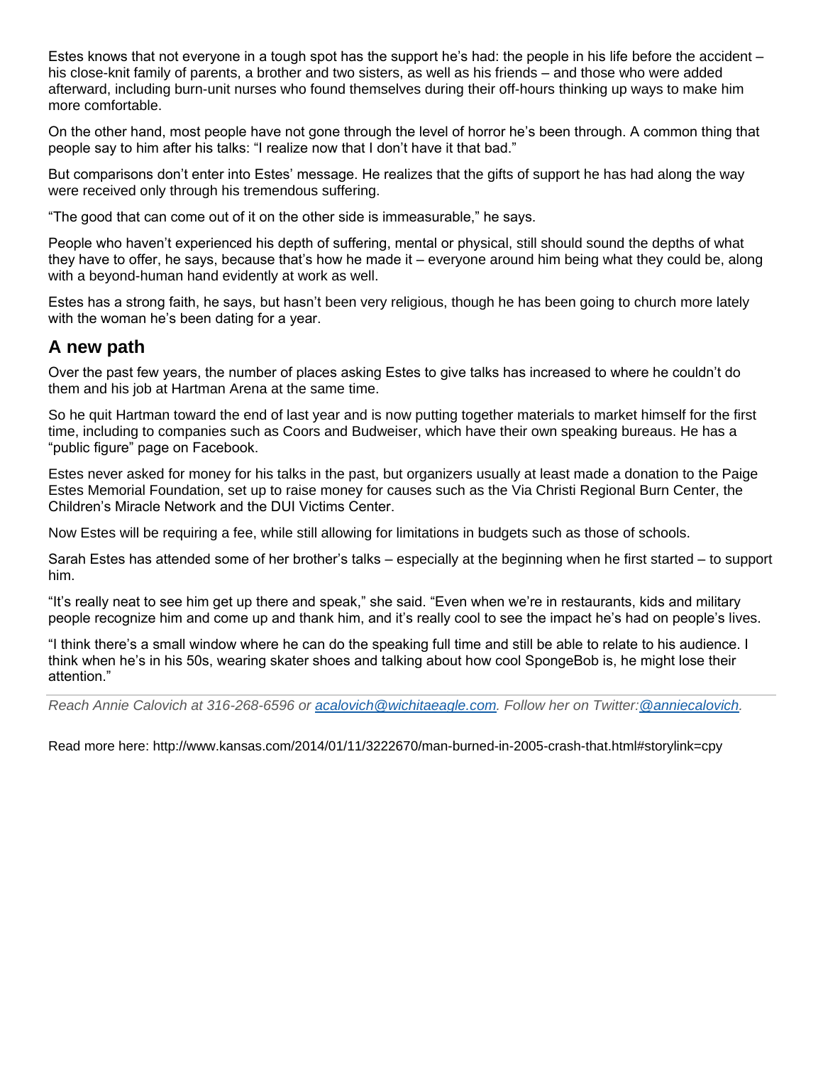Estes knows that not everyone in a tough spot has the support he's had: the people in his life before the accident – his close-knit family of parents, a brother and two sisters, as well as his friends – and those who were added afterward, including burn-unit nurses who found themselves during their off-hours thinking up ways to make him more comfortable.

On the other hand, most people have not gone through the level of horror he's been through. A common thing that people say to him after his talks: "I realize now that I don't have it that bad."

But comparisons don't enter into Estes' message. He realizes that the gifts of support he has had along the way were received only through his tremendous suffering.

"The good that can come out of it on the other side is immeasurable," he says.

People who haven't experienced his depth of suffering, mental or physical, still should sound the depths of what they have to offer, he says, because that's how he made it – everyone around him being what they could be, along with a beyond-human hand evidently at work as well.

Estes has a strong faith, he says, but hasn't been very religious, though he has been going to church more lately with the woman he's been dating for a year.

## A new path

Over the past few years, the number of places asking Estes to give talks has increased to where he couldn't do them and his job at Hartman Arena at the same time.

So he quit Hartman toward the end of last year and is now putting together materials to market himself for the first time, including to companies such as Coors and Budweiser, which have their own speaking bureaus. He has a "public figure" page on Facebook.

Estes never asked for money for his talks in the past, but organizers usually at least made a donation to the Paige Estes Memorial Foundation, set up to raise money for causes such as the Via Christi Regional Burn Center, the Children's Miracle Network and the DUI Victims Center.

Now Estes will be requiring a fee, while still allowing for limitations in budgets such as those of schools.

Sarah Estes has attended some of her brother's talks – especially at the beginning when he first started – to support him.

"It's really neat to see him get up there and speak," she said. "Even when we're in restaurants, kids and military people recognize him and come up and thank him, and it's really cool to see the impact he's had on people's lives.

"I think there's a small window where he can do the speaking full time and still be able to relate to his audience. I think when he's in his 50s, wearing skater shoes and talking about how cool SpongeBob is, he might lose their attention."

*Reach Annie Calovich at 316-268-6596 or [acalovich@wichitaeagle.com](mailto:acalovich@wichitaeagle.com). Follow her on Twitter:[@anniecalovich](https://twitter.com/anniecalovich).*

Read more here: http://www.kansas.com/2014/01/11/3222670/man-burned-in-2005-crash-that.html#storylink=cpy